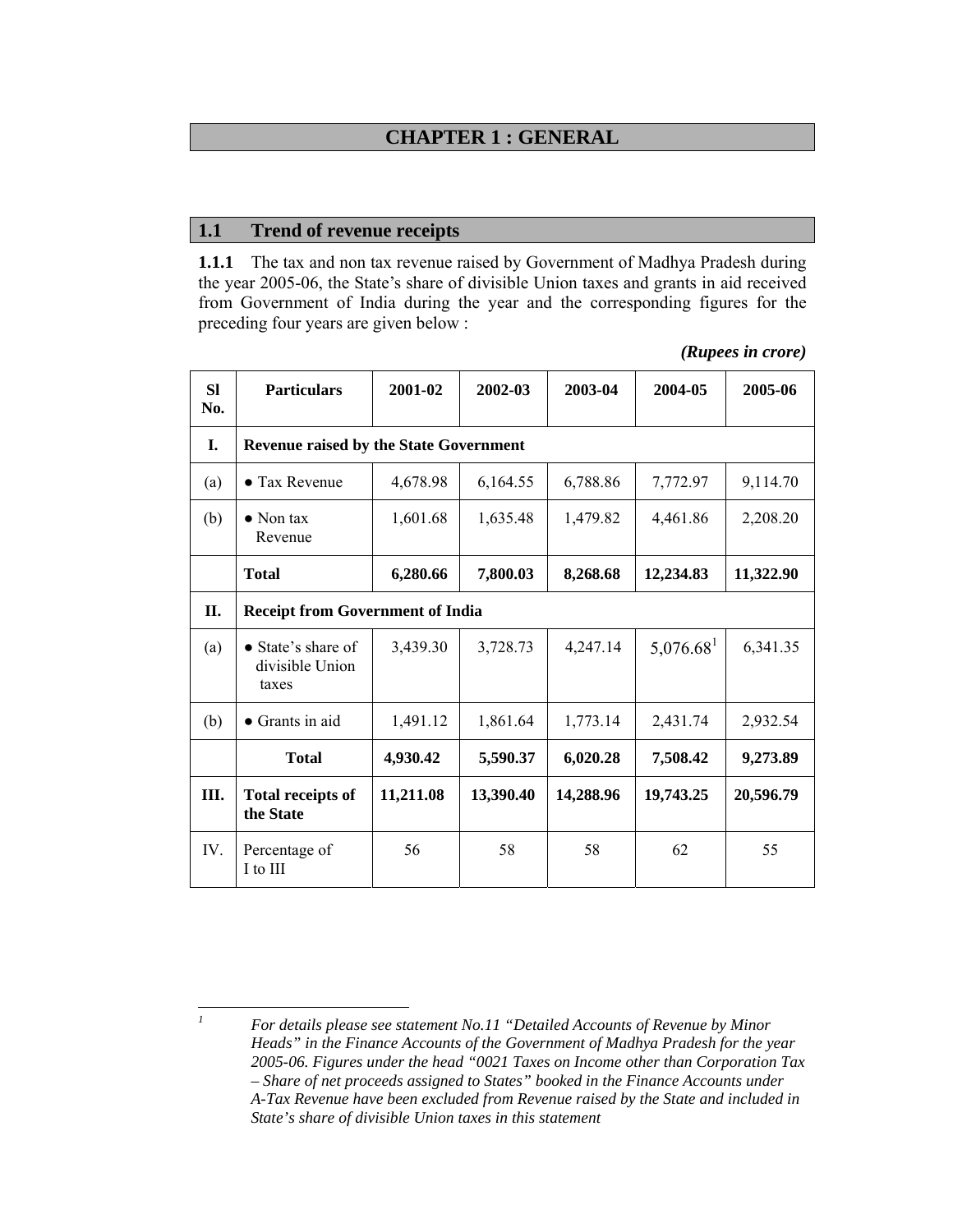# CHAPTER 1 : GENERAL

## 1.1 Trend of revenue receipts

**1.1.1** The tax and non tax revenue raised by Government of Madhya Pradesh during the year 2005-06, the State's share of divisible Union taxes and grants in aid received from Government of India during the year and the corresponding figures for the preceding four years are given below :

***(Rupees in crore)***

| Sl No. | Particulars | 2001-02 | 2002-03 | 2003-04 | 2004-05 | 2005-06 |
|---|---|---|---|---|---|---|
| **I.** | **Revenue raised by the State Government** | | | | | |
| (a) | ● Tax Revenue | 4,678.98 | 6,164.55 | 6,788.86 | 7,772.97 | 9,114.70 |
| (b) | ● Non tax Revenue | 1,601.68 | 1,635.48 | 1,479.82 | 4,461.86 | 2,208.20 |
| | **Total** | **6,280.66** | **7,800.03** | **8,268.68** | **12,234.83** | **11,322.90** |
| **II.** | **Receipt from Government of India** | | | | | |
| (a) | ● State's share of divisible Union taxes | 3,439.30 | 3,728.73 | 4,247.14 | 5,076.68[1] | 6,341.35 |
| (b) | ● Grants in aid | 1,491.12 | 1,861.64 | 1,773.14 | 2,431.74 | 2,932.54 |
| | **Total** | **4,930.42** | **5,590.37** | **6,020.28** | **7,508.42** | **9,273.89** |
| **III.** | **Total receipts of the State** | **11,211.08** | **13,390.40** | **14,288.96** | **19,743.25** | **20,596.79** |
| IV. | Percentage of I to III | 56 | 58 | 58 | 62 | 55 |

---

[1] *For details please see statement No.11 "Detailed Accounts of Revenue by Minor Heads" in the Finance Accounts of the Government of Madhya Pradesh for the year 2005-06. Figures under the head "0021 Taxes on Income other than Corporation Tax – Share of net proceeds assigned to States" booked in the Finance Accounts under A-Tax Revenue have been excluded from Revenue raised by the State and included in State's share of divisible Union taxes in this statement*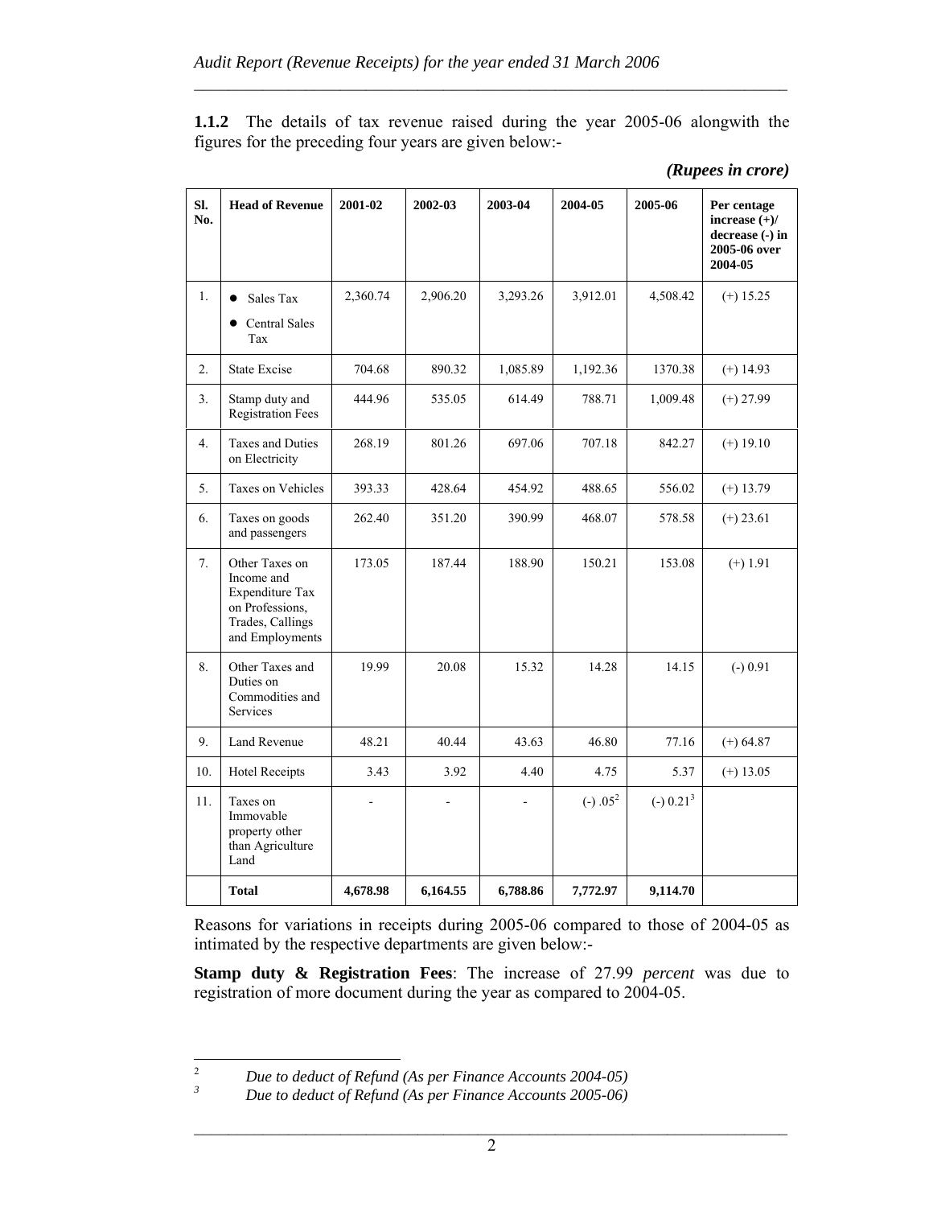**1.1.2** The details of tax revenue raised during the year 2005-06 alongwith the figures for the preceding four years are given below:-

*(Rupees in crore)*

| Sl. No. | Head of Revenue | 2001-02 | 2002-03 | 2003-04 | 2004-05 | 2005-06 | Per centage increase (+)/ decrease (-) in 2005-06 over 2004-05 |
|---|---|---|---|---|---|---|---|
| 1. | • Sales Tax<br>• Central Sales Tax | 2,360.74 | 2,906.20 | 3,293.26 | 3,912.01 | 4,508.42 | (+) 15.25 |
| 2. | State Excise | 704.68 | 890.32 | 1,085.89 | 1,192.36 | 1370.38 | (+) 14.93 |
| 3. | Stamp duty and Registration Fees | 444.96 | 535.05 | 614.49 | 788.71 | 1,009.48 | (+) 27.99 |
| 4. | Taxes and Duties on Electricity | 268.19 | 801.26 | 697.06 | 707.18 | 842.27 | (+) 19.10 |
| 5. | Taxes on Vehicles | 393.33 | 428.64 | 454.92 | 488.65 | 556.02 | (+) 13.79 |
| 6. | Taxes on goods and passengers | 262.40 | 351.20 | 390.99 | 468.07 | 578.58 | (+) 23.61 |
| 7. | Other Taxes on Income and Expenditure Tax on Professions, Trades, Callings and Employments | 173.05 | 187.44 | 188.90 | 150.21 | 153.08 | (+) 1.91 |
| 8. | Other Taxes and Duties on Commodities and Services | 19.99 | 20.08 | 15.32 | 14.28 | 14.15 | (-) 0.91 |
| 9. | Land Revenue | 48.21 | 40.44 | 43.63 | 46.80 | 77.16 | (+) 64.87 |
| 10. | Hotel Receipts | 3.43 | 3.92 | 4.40 | 4.75 | 5.37 | (+) 13.05 |
| 11. | Taxes on Immovable property other than Agriculture Land | - | - | - | (-) .05[2] | (-) 0.21[3] | |
| | **Total** | **4,678.98** | **6,164.55** | **6,788.86** | **7,772.97** | **9,114.70** | |

Reasons for variations in receipts during 2005-06 compared to those of 2004-05 as intimated by the respective departments are given below:-

**Stamp duty & Registration Fees**: The increase of 27.99 *percent* was due to registration of more document during the year as compared to 2004-05.

---

[2] *Due to deduct of Refund (As per Finance Accounts 2004-05)*

[3] *Due to deduct of Refund (As per Finance Accounts 2005-06)*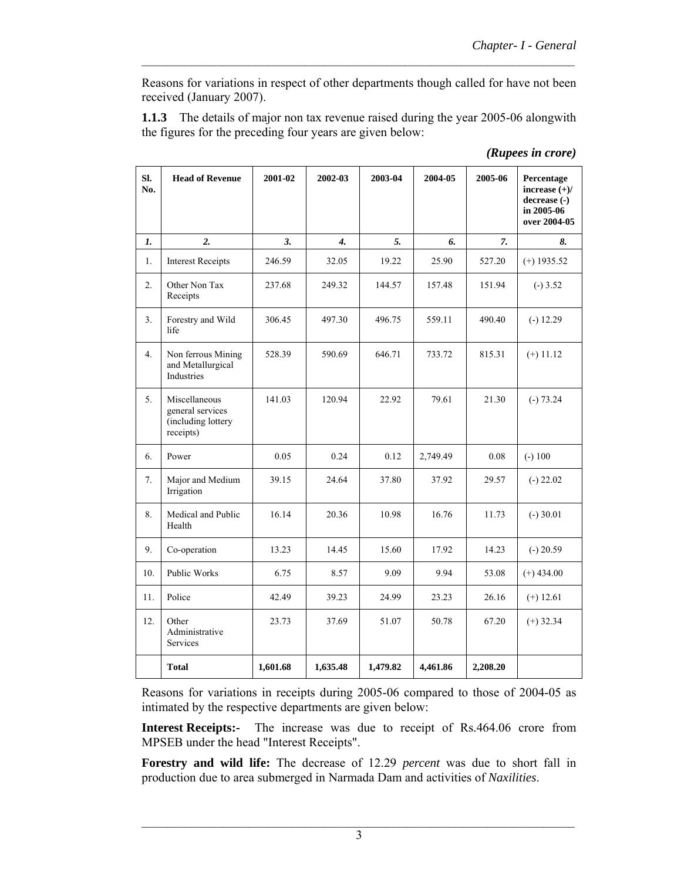Reasons for variations in respect of other departments though called for have not been received (January 2007).

**1.1.3** The details of major non tax revenue raised during the year 2005-06 alongwith the figures for the preceding four years are given below:

***(Rupees in crore)***

| Sl. No. | Head of Revenue | 2001-02 | 2002-03 | 2003-04 | 2004-05 | 2005-06 | Percentage increase (+)/ decrease (-) in 2005-06 over 2004-05 |
|---|---|---|---|---|---|---|---|
| *1.* | *2.* | *3.* | *4.* | *5.* | *6.* | *7.* | *8.* |
| 1. | Interest Receipts | 246.59 | 32.05 | 19.22 | 25.90 | 527.20 | (+) 1935.52 |
| 2. | Other Non Tax Receipts | 237.68 | 249.32 | 144.57 | 157.48 | 151.94 | (-) 3.52 |
| 3. | Forestry and Wild life | 306.45 | 497.30 | 496.75 | 559.11 | 490.40 | (-) 12.29 |
| 4. | Non ferrous Mining and Metallurgical Industries | 528.39 | 590.69 | 646.71 | 733.72 | 815.31 | (+) 11.12 |
| 5. | Miscellaneous general services (including lottery receipts) | 141.03 | 120.94 | 22.92 | 79.61 | 21.30 | (-) 73.24 |
| 6. | Power | 0.05 | 0.24 | 0.12 | 2,749.49 | 0.08 | (-) 100 |
| 7. | Major and Medium Irrigation | 39.15 | 24.64 | 37.80 | 37.92 | 29.57 | (-) 22.02 |
| 8. | Medical and Public Health | 16.14 | 20.36 | 10.98 | 16.76 | 11.73 | (-) 30.01 |
| 9. | Co-operation | 13.23 | 14.45 | 15.60 | 17.92 | 14.23 | (-) 20.59 |
| 10. | Public Works | 6.75 | 8.57 | 9.09 | 9.94 | 53.08 | (+) 434.00 |
| 11. | Police | 42.49 | 39.23 | 24.99 | 23.23 | 26.16 | (+) 12.61 |
| 12. | Other Administrative Services | 23.73 | 37.69 | 51.07 | 50.78 | 67.20 | (+) 32.34 |
| | **Total** | **1,601.68** | **1,635.48** | **1,479.82** | **4,461.86** | **2,208.20** | |

Reasons for variations in receipts during 2005-06 compared to those of 2004-05 as intimated by the respective departments are given below:

**Interest Receipts:-** The increase was due to receipt of Rs.464.06 crore from MPSEB under the head "Interest Receipts".

**Forestry and wild life:** The decrease of 12.29 *percent* was due to short fall in production due to area submerged in Narmada Dam and activities of *Naxilities*.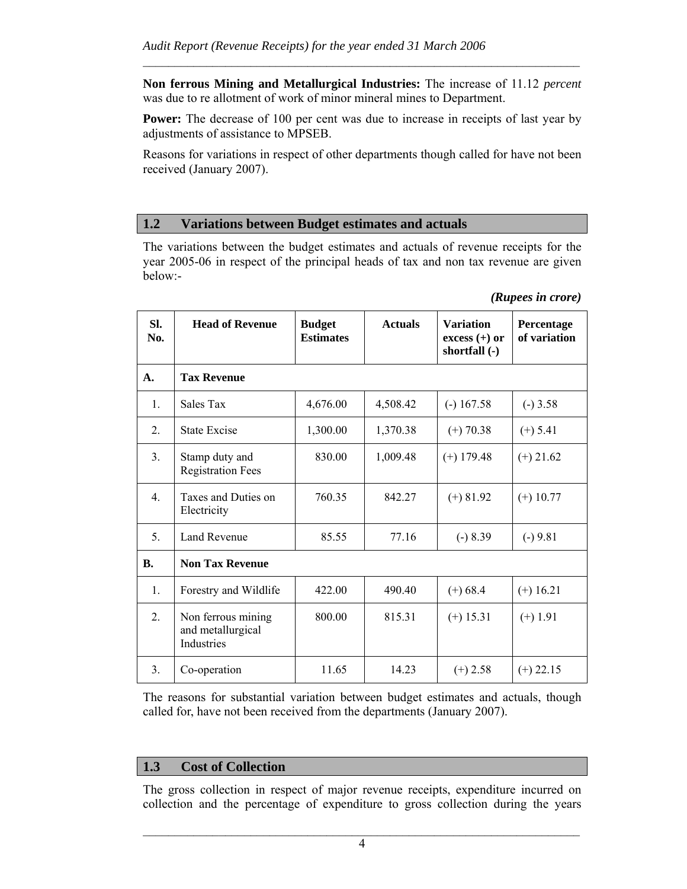**Non ferrous Mining and Metallurgical Industries:** The increase of 11.12 *percent* was due to re allotment of work of minor mineral mines to Department.

**Power:** The decrease of 100 per cent was due to increase in receipts of last year by adjustments of assistance to MPSEB.

Reasons for variations in respect of other departments though called for have not been received (January 2007).

## 1.2 Variations between Budget estimates and actuals

The variations between the budget estimates and actuals of revenue receipts for the year 2005-06 in respect of the principal heads of tax and non tax revenue are given below:-

***(Rupees in crore)***

| Sl. No. | Head of Revenue | Budget Estimates | Actuals | Variation excess (+) or shortfall (-) | Percentage of variation |
|---|---|---|---|---|---|
| **A.** | **Tax Revenue** | | | | |
| 1. | Sales Tax | 4,676.00 | 4,508.42 | (-) 167.58 | (-) 3.58 |
| 2. | State Excise | 1,300.00 | 1,370.38 | (+) 70.38 | (+) 5.41 |
| 3. | Stamp duty and Registration Fees | 830.00 | 1,009.48 | (+) 179.48 | (+) 21.62 |
| 4. | Taxes and Duties on Electricity | 760.35 | 842.27 | (+) 81.92 | (+) 10.77 |
| 5. | Land Revenue | 85.55 | 77.16 | (-) 8.39 | (-) 9.81 |
| **B.** | **Non Tax Revenue** | | | | |
| 1. | Forestry and Wildlife | 422.00 | 490.40 | (+) 68.4 | (+) 16.21 |
| 2. | Non ferrous mining and metallurgical Industries | 800.00 | 815.31 | (+) 15.31 | (+) 1.91 |
| 3. | Co-operation | 11.65 | 14.23 | (+) 2.58 | (+) 22.15 |

The reasons for substantial variation between budget estimates and actuals, though called for, have not been received from the departments (January 2007).

## 1.3 Cost of Collection

The gross collection in respect of major revenue receipts, expenditure incurred on collection and the percentage of expenditure to gross collection during the years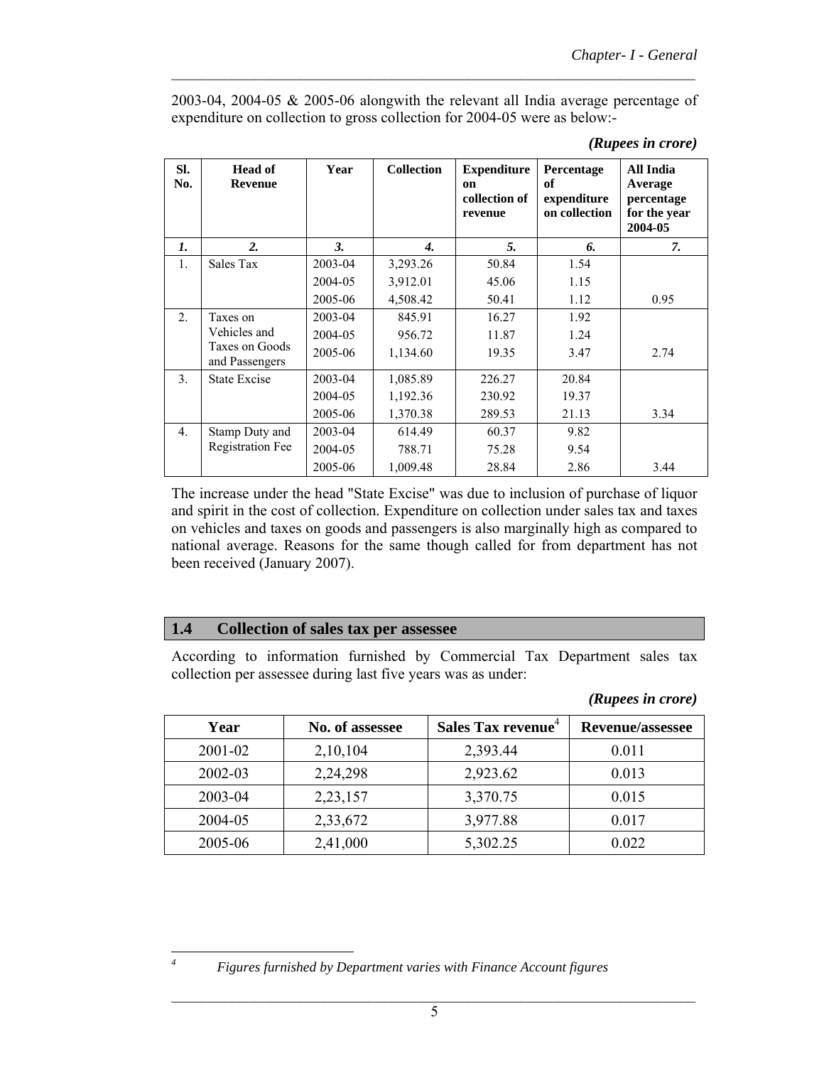2003-04, 2004-05 & 2005-06 alongwith the relevant all India average percentage of expenditure on collection to gross collection for 2004-05 were as below:-

***(Rupees in crore)***

| Sl. No. | Head of Revenue | Year | Collection | Expenditure on collection of revenue | Percentage of expenditure on collection | All India Average percentage for the year 2004-05 |
|---|---|---|---|---|---|---|
| *1.* | *2.* | *3.* | *4.* | *5.* | *6.* | *7.* |
| 1. | Sales Tax | 2003-04 | 3,293.26 | 50.84 | 1.54 | |
| | | 2004-05 | 3,912.01 | 45.06 | 1.15 | |
| | | 2005-06 | 4,508.42 | 50.41 | 1.12 | 0.95 |
| 2. | Taxes on Vehicles and Taxes on Goods and Passengers | 2003-04 | 845.91 | 16.27 | 1.92 | |
| | | 2004-05 | 956.72 | 11.87 | 1.24 | |
| | | 2005-06 | 1,134.60 | 19.35 | 3.47 | 2.74 |
| 3. | State Excise | 2003-04 | 1,085.89 | 226.27 | 20.84 | |
| | | 2004-05 | 1,192.36 | 230.92 | 19.37 | |
| | | 2005-06 | 1,370.38 | 289.53 | 21.13 | 3.34 |
| 4. | Stamp Duty and Registration Fee | 2003-04 | 614.49 | 60.37 | 9.82 | |
| | | 2004-05 | 788.71 | 75.28 | 9.54 | |
| | | 2005-06 | 1,009.48 | 28.84 | 2.86 | 3.44 |

The increase under the head "State Excise" was due to inclusion of purchase of liquor and spirit in the cost of collection. Expenditure on collection under sales tax and taxes on vehicles and taxes on goods and passengers is also marginally high as compared to national average. Reasons for the same though called for from department has not been received (January 2007).

## 1.4 Collection of sales tax per assessee

According to information furnished by Commercial Tax Department sales tax collection per assessee during last five years was as under:

***(Rupees in crore)***

| Year | No. of assessee | Sales Tax revenue[4] | Revenue/assessee |
|---|---|---|---|
| 2001-02 | 2,10,104 | 2,393.44 | 0.011 |
| 2002-03 | 2,24,298 | 2,923.62 | 0.013 |
| 2003-04 | 2,23,157 | 3,370.75 | 0.015 |
| 2004-05 | 2,33,672 | 3,977.88 | 0.017 |
| 2005-06 | 2,41,000 | 5,302.25 | 0.022 |

[4] *Figures furnished by Department varies with Finance Account figures*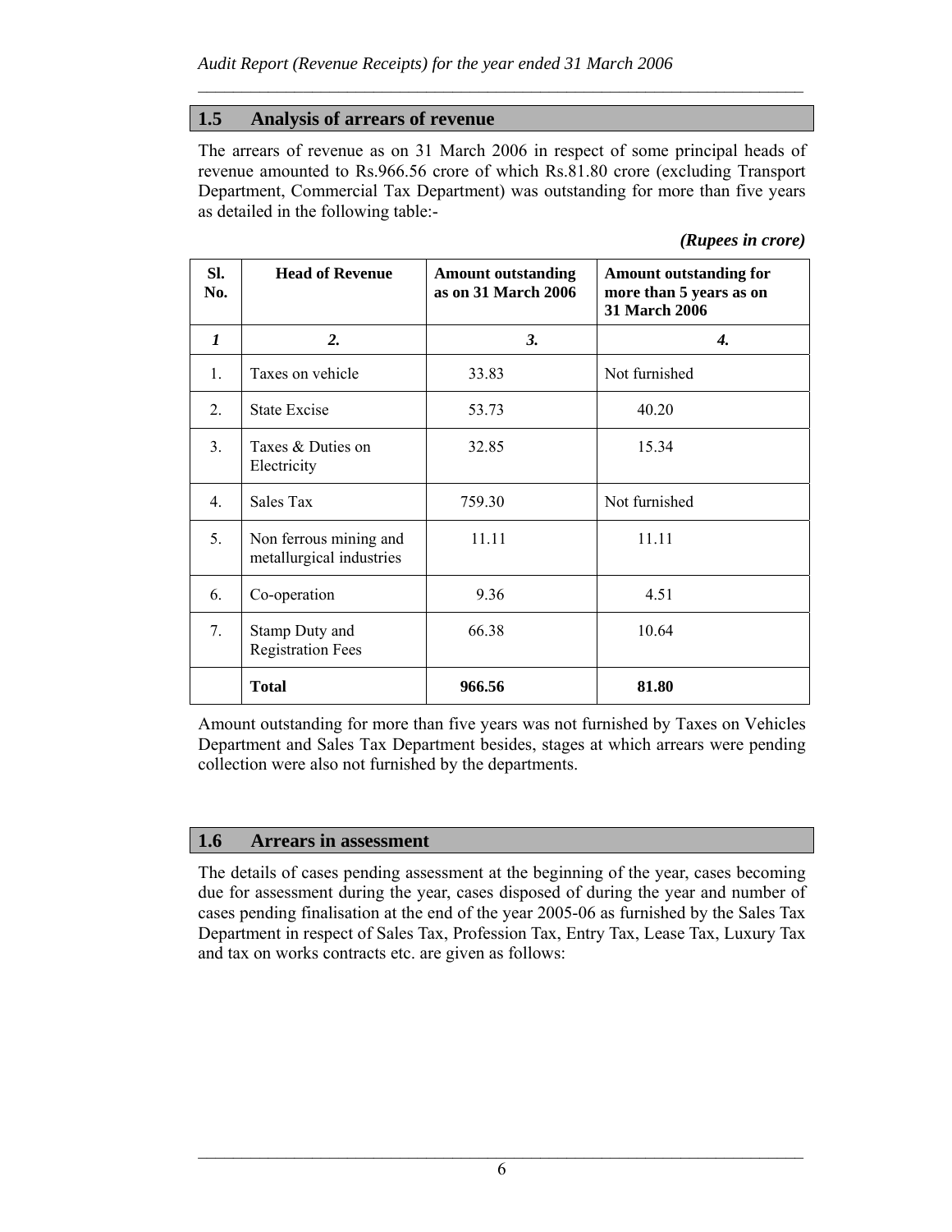## 1.5 Analysis of arrears of revenue

The arrears of revenue as on 31 March 2006 in respect of some principal heads of revenue amounted to Rs.966.56 crore of which Rs.81.80 crore (excluding Transport Department, Commercial Tax Department) was outstanding for more than five years as detailed in the following table:-

***(Rupees in crore)***

| Sl. No. | Head of Revenue | Amount outstanding as on 31 March 2006 | Amount outstanding for more than 5 years as on 31 March 2006 |
|---|---|---|---|
| *1* | *2.* | *3.* | *4.* |
| 1. | Taxes on vehicle | 33.83 | Not furnished |
| 2. | State Excise | 53.73 | 40.20 |
| 3. | Taxes & Duties on Electricity | 32.85 | 15.34 |
| 4. | Sales Tax | 759.30 | Not furnished |
| 5. | Non ferrous mining and metallurgical industries | 11.11 | 11.11 |
| 6. | Co-operation | 9.36 | 4.51 |
| 7. | Stamp Duty and Registration Fees | 66.38 | 10.64 |
| | **Total** | **966.56** | **81.80** |

Amount outstanding for more than five years was not furnished by Taxes on Vehicles Department and Sales Tax Department besides, stages at which arrears were pending collection were also not furnished by the departments.

## 1.6 Arrears in assessment

The details of cases pending assessment at the beginning of the year, cases becoming due for assessment during the year, cases disposed of during the year and number of cases pending finalisation at the end of the year 2005-06 as furnished by the Sales Tax Department in respect of Sales Tax, Profession Tax, Entry Tax, Lease Tax, Luxury Tax and tax on works contracts etc. are given as follows: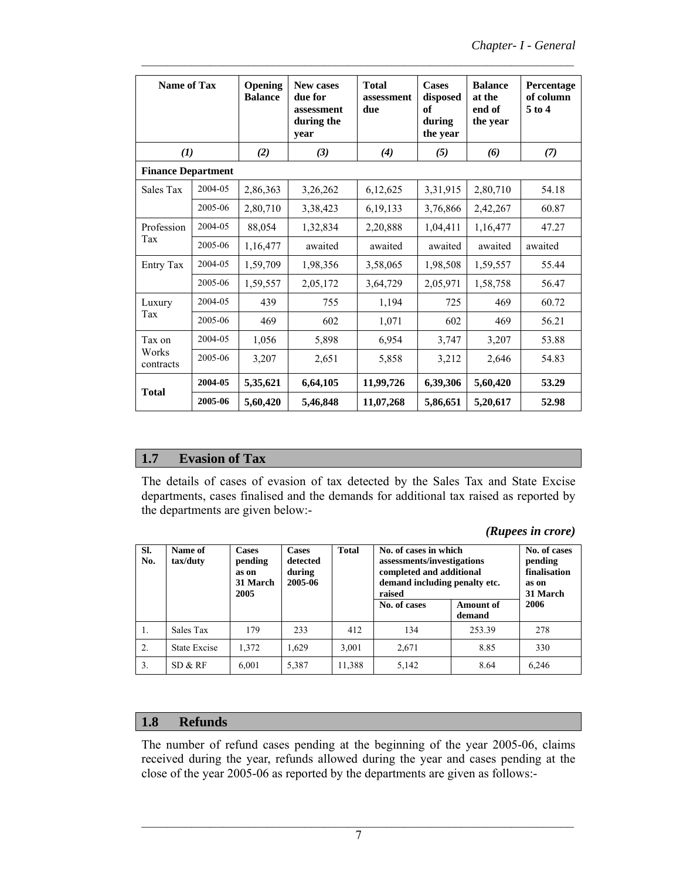| Name of Tax | | Opening Balance | New cases due for assessment during the year | Total assessment due | Cases disposed of during the year | Balance at the end of the year | Percentage of column 5 to 4 |
|---|---|---|---|---|---|---|---|
| *(1)* | | *(2)* | *(3)* | *(4)* | *(5)* | *(6)* | *(7)* |
| **Finance Department** | | | | | | | |
| Sales Tax | 2004-05 | 2,86,363 | 3,26,262 | 6,12,625 | 3,31,915 | 2,80,710 | 54.18 |
| | 2005-06 | 2,80,710 | 3,38,423 | 6,19,133 | 3,76,866 | 2,42,267 | 60.87 |
| Profession Tax | 2004-05 | 88,054 | 1,32,834 | 2,20,888 | 1,04,411 | 1,16,477 | 47.27 |
| | 2005-06 | 1,16,477 | awaited | awaited | awaited | awaited | awaited |
| Entry Tax | 2004-05 | 1,59,709 | 1,98,356 | 3,58,065 | 1,98,508 | 1,59,557 | 55.44 |
| | 2005-06 | 1,59,557 | 2,05,172 | 3,64,729 | 2,05,971 | 1,58,758 | 56.47 |
| Luxury Tax | 2004-05 | 439 | 755 | 1,194 | 725 | 469 | 60.72 |
| | 2005-06 | 469 | 602 | 1,071 | 602 | 469 | 56.21 |
| Tax on Works contracts | 2004-05 | 1,056 | 5,898 | 6,954 | 3,747 | 3,207 | 53.88 |
| | 2005-06 | 3,207 | 2,651 | 5,858 | 3,212 | 2,646 | 54.83 |
| **Total** | **2004-05** | **5,35,621** | **6,64,105** | **11,99,726** | **6,39,306** | **5,60,420** | **53.29** |
| | **2005-06** | **5,60,420** | **5,46,848** | **11,07,268** | **5,86,651** | **5,20,617** | **52.98** |

## 1.7 Evasion of Tax

The details of cases of evasion of tax detected by the Sales Tax and State Excise departments, cases finalised and the demands for additional tax raised as reported by the departments are given below:-

***(Rupees in crore)***

| Sl. No. | Name of tax/duty | Cases pending as on 31 March 2005 | Cases detected during 2005-06 | Total | No. of cases in which assessments/investigations completed and additional demand including penalty etc. raised | | No. of cases pending finalisation as on 31 March 2006 |
|---|---|---|---|---|---|---|---|
| | | | | | No. of cases | Amount of demand | |
| 1. | Sales Tax | 179 | 233 | 412 | 134 | 253.39 | 278 |
| 2. | State Excise | 1,372 | 1,629 | 3,001 | 2,671 | 8.85 | 330 |
| 3. | SD & RF | 6,001 | 5,387 | 11,388 | 5,142 | 8.64 | 6,246 |

## 1.8 Refunds

The number of refund cases pending at the beginning of the year 2005-06, claims received during the year, refunds allowed during the year and cases pending at the close of the year 2005-06 as reported by the departments are given as follows:-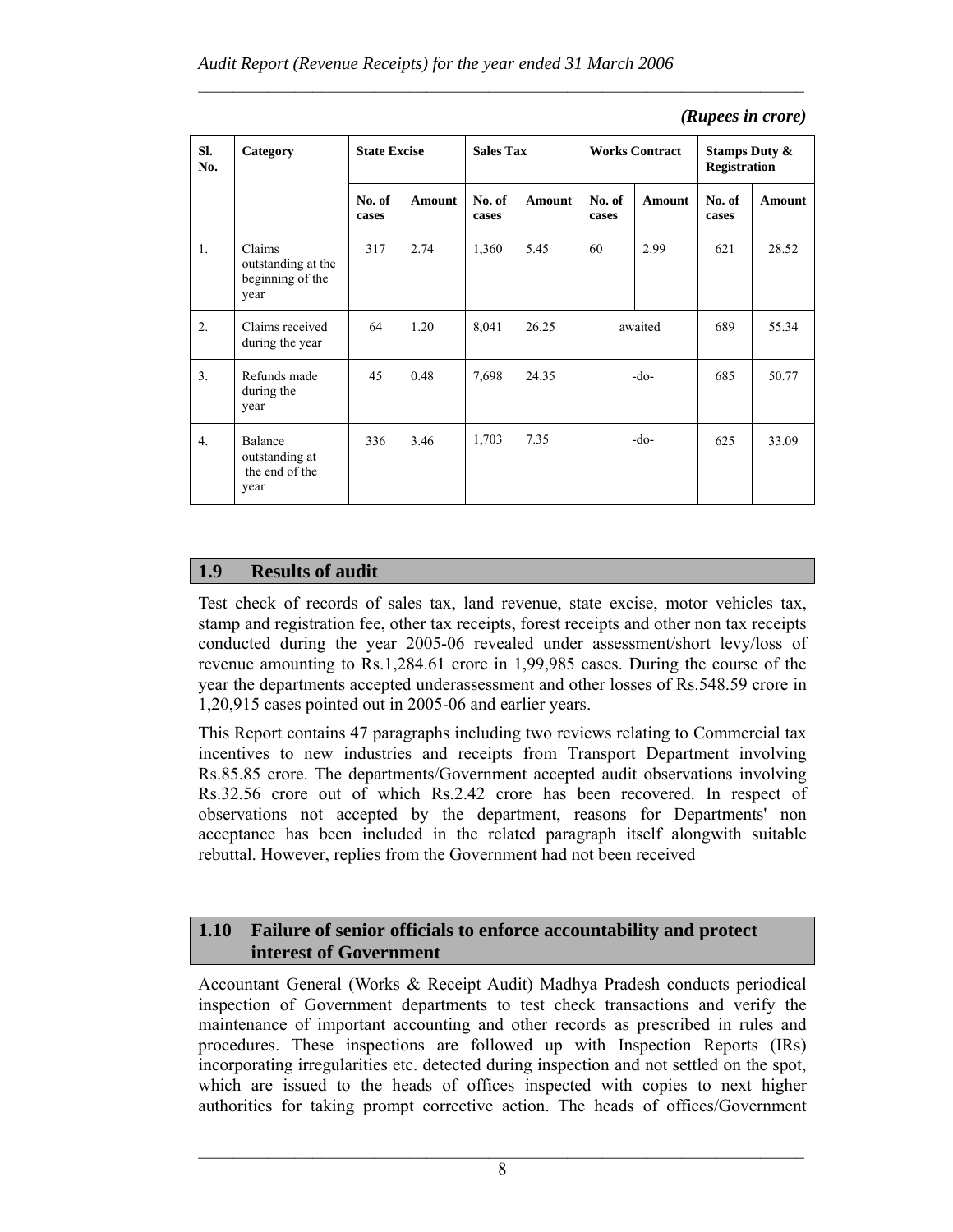*(Rupees in crore)*

| Sl. No. | Category | State Excise | | Sales Tax | | Works Contract | | Stamps Duty & Registration | |
|---|---|---|---|---|---|---|---|---|---|
| | | No. of cases | Amount | No. of cases | Amount | No. of cases | Amount | No. of cases | Amount |
| 1. | Claims outstanding at the beginning of the year | 317 | 2.74 | 1,360 | 5.45 | 60 | 2.99 | 621 | 28.52 |
| 2. | Claims received during the year | 64 | 1.20 | 8,041 | 26.25 | awaited | | 689 | 55.34 |
| 3. | Refunds made during the year | 45 | 0.48 | 7,698 | 24.35 | -do- | | 685 | 50.77 |
| 4. | Balance outstanding at the end of the year | 336 | 3.46 | 1,703 | 7.35 | -do- | | 625 | 33.09 |

## 1.9 Results of audit

Test check of records of sales tax, land revenue, state excise, motor vehicles tax, stamp and registration fee, other tax receipts, forest receipts and other non tax receipts conducted during the year 2005-06 revealed under assessment/short levy/loss of revenue amounting to Rs.1,284.61 crore in 1,99,985 cases. During the course of the year the departments accepted underassessment and other losses of Rs.548.59 crore in 1,20,915 cases pointed out in 2005-06 and earlier years.

This Report contains 47 paragraphs including two reviews relating to Commercial tax incentives to new industries and receipts from Transport Department involving Rs.85.85 crore. The departments/Government accepted audit observations involving Rs.32.56 crore out of which Rs.2.42 crore has been recovered. In respect of observations not accepted by the department, reasons for Departments' non acceptance has been included in the related paragraph itself alongwith suitable rebuttal. However, replies from the Government had not been received

## 1.10 Failure of senior officials to enforce accountability and protect interest of Government

Accountant General (Works & Receipt Audit) Madhya Pradesh conducts periodical inspection of Government departments to test check transactions and verify the maintenance of important accounting and other records as prescribed in rules and procedures. These inspections are followed up with Inspection Reports (IRs) incorporating irregularities etc. detected during inspection and not settled on the spot, which are issued to the heads of offices inspected with copies to next higher authorities for taking prompt corrective action. The heads of offices/Government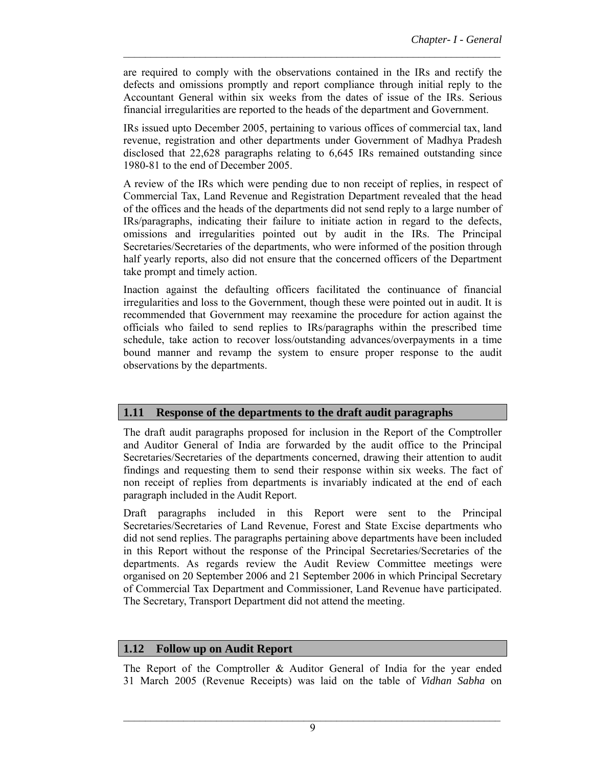are required to comply with the observations contained in the IRs and rectify the defects and omissions promptly and report compliance through initial reply to the Accountant General within six weeks from the dates of issue of the IRs. Serious financial irregularities are reported to the heads of the department and Government.

IRs issued upto December 2005, pertaining to various offices of commercial tax, land revenue, registration and other departments under Government of Madhya Pradesh disclosed that 22,628 paragraphs relating to 6,645 IRs remained outstanding since 1980-81 to the end of December 2005.

A review of the IRs which were pending due to non receipt of replies, in respect of Commercial Tax, Land Revenue and Registration Department revealed that the head of the offices and the heads of the departments did not send reply to a large number of IRs/paragraphs, indicating their failure to initiate action in regard to the defects, omissions and irregularities pointed out by audit in the IRs. The Principal Secretaries/Secretaries of the departments, who were informed of the position through half yearly reports, also did not ensure that the concerned officers of the Department take prompt and timely action.

Inaction against the defaulting officers facilitated the continuance of financial irregularities and loss to the Government, though these were pointed out in audit. It is recommended that Government may reexamine the procedure for action against the officials who failed to send replies to IRs/paragraphs within the prescribed time schedule, take action to recover loss/outstanding advances/overpayments in a time bound manner and revamp the system to ensure proper response to the audit observations by the departments.

## 1.11 Response of the departments to the draft audit paragraphs

The draft audit paragraphs proposed for inclusion in the Report of the Comptroller and Auditor General of India are forwarded by the audit office to the Principal Secretaries/Secretaries of the departments concerned, drawing their attention to audit findings and requesting them to send their response within six weeks. The fact of non receipt of replies from departments is invariably indicated at the end of each paragraph included in the Audit Report.

Draft paragraphs included in this Report were sent to the Principal Secretaries/Secretaries of Land Revenue, Forest and State Excise departments who did not send replies. The paragraphs pertaining above departments have been included in this Report without the response of the Principal Secretaries/Secretaries of the departments. As regards review the Audit Review Committee meetings were organised on 20 September 2006 and 21 September 2006 in which Principal Secretary of Commercial Tax Department and Commissioner, Land Revenue have participated. The Secretary, Transport Department did not attend the meeting.

## 1.12 Follow up on Audit Report

The Report of the Comptroller & Auditor General of India for the year ended 31 March 2005 (Revenue Receipts) was laid on the table of *Vidhan Sabha* on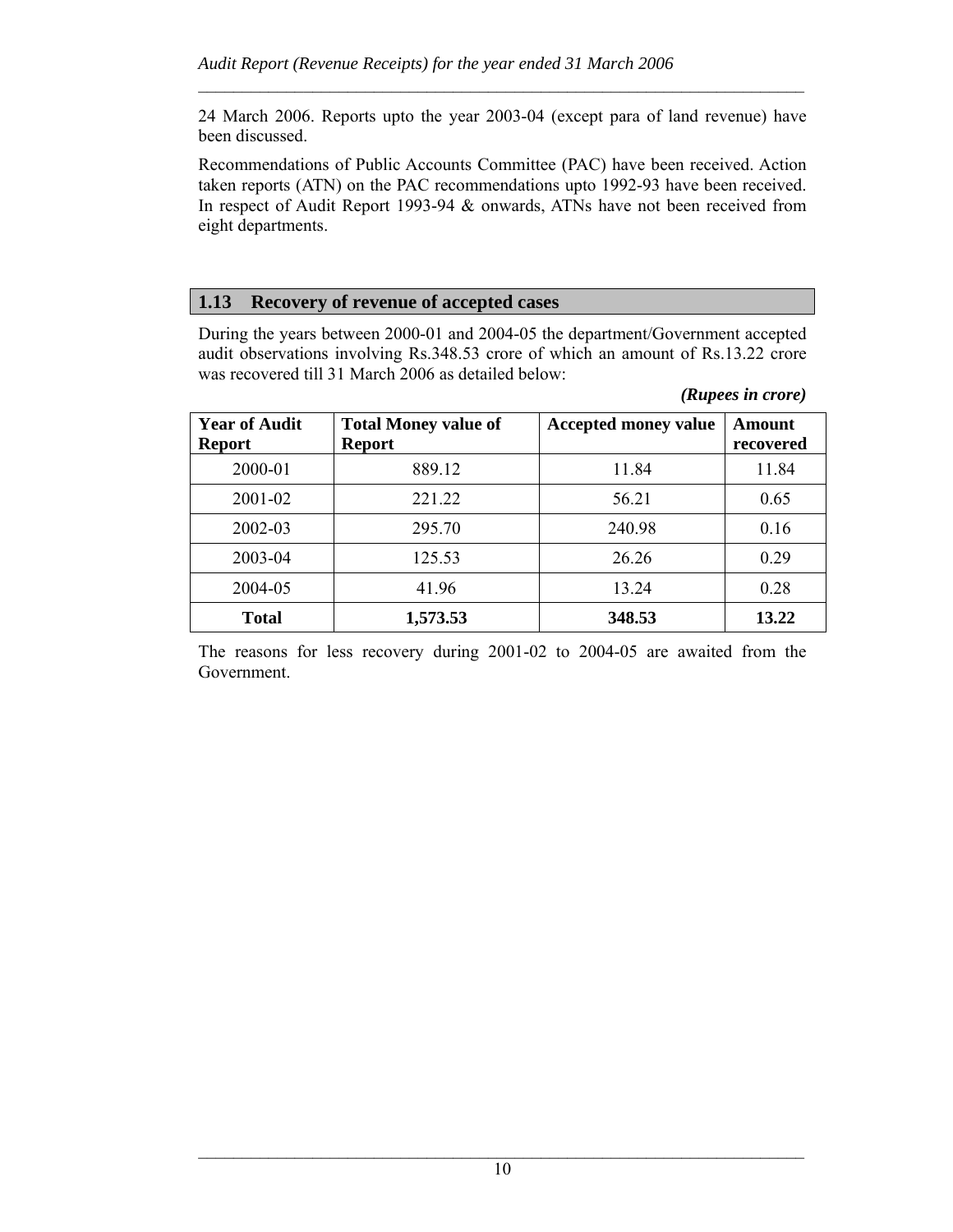24 March 2006. Reports upto the year 2003-04 (except para of land revenue) have been discussed.

Recommendations of Public Accounts Committee (PAC) have been received. Action taken reports (ATN) on the PAC recommendations upto 1992-93 have been received. In respect of Audit Report 1993-94 & onwards, ATNs have not been received from eight departments.

## 1.13 Recovery of revenue of accepted cases

During the years between 2000-01 and 2004-05 the department/Government accepted audit observations involving Rs.348.53 crore of which an amount of Rs.13.22 crore was recovered till 31 March 2006 as detailed below:

***(Rupees in crore)***

| Year of Audit Report | Total Money value of Report | Accepted money value | Amount recovered |
|---|---|---|---|
| 2000-01 | 889.12 | 11.84 | 11.84 |
| 2001-02 | 221.22 | 56.21 | 0.65 |
| 2002-03 | 295.70 | 240.98 | 0.16 |
| 2003-04 | 125.53 | 26.26 | 0.29 |
| 2004-05 | 41.96 | 13.24 | 0.28 |
| **Total** | **1,573.53** | **348.53** | **13.22** |

The reasons for less recovery during 2001-02 to 2004-05 are awaited from the Government.